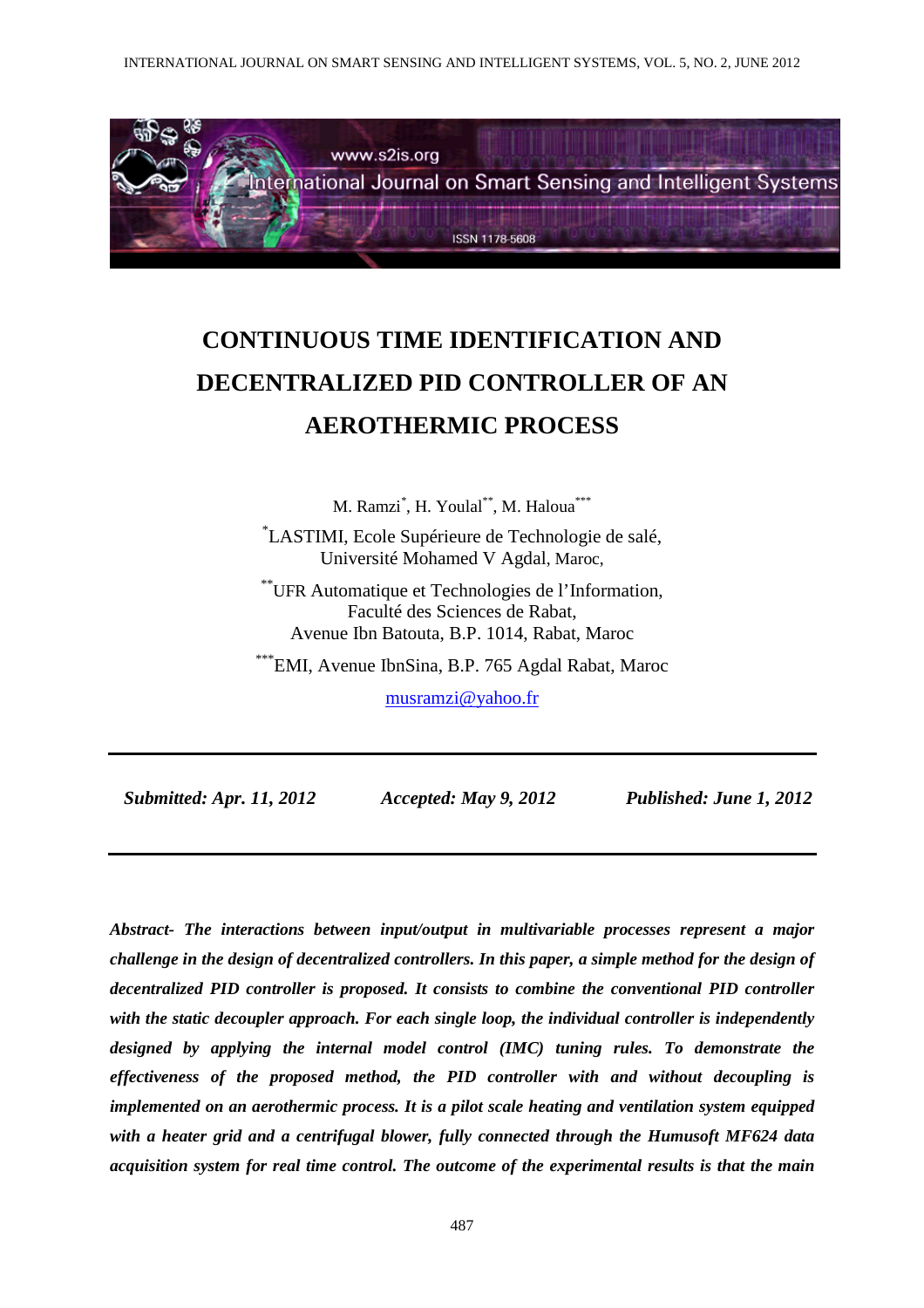# CONTINUOUS TIME IDENTIFICATION AND DECENTRALIZED PID CONTROLLER OF AN AEROTHERMIC PROCESS

M. Ramzi[*], H. Youlal[**], M. Haloua[***]

[*]LASTIMI, Ecole Supérieure de Technologie de salé,
Université Mohamed V Agdal, Maroc,

[**]UFR Automatique et Technologies de l'Information,
Faculté des Sciences de Rabat,
Avenue Ibn Batouta, B.P. 1014, Rabat, Maroc

[***]EMI, Avenue IbnSina, B.P. 765 Agdal Rabat, Maroc

musramzi@yahoo.fr

***Submitted: Apr. 11, 2012 Accepted: May 9, 2012 Published: June 1, 2012***

***Abstract- The interactions between input/output in multivariable processes represent a major challenge in the design of decentralized controllers. In this paper, a simple method for the design of decentralized PID controller is proposed. It consists to combine the conventional PID controller with the static decoupler approach. For each single loop, the individual controller is independently designed by applying the internal model control (IMC) tuning rules. To demonstrate the effectiveness of the proposed method, the PID controller with and without decoupling is implemented on an aerothermic process. It is a pilot scale heating and ventilation system equipped with a heater grid and a centrifugal blower, fully connected through the Humusoft MF624 data acquisition system for real time control. The outcome of the experimental results is that the main***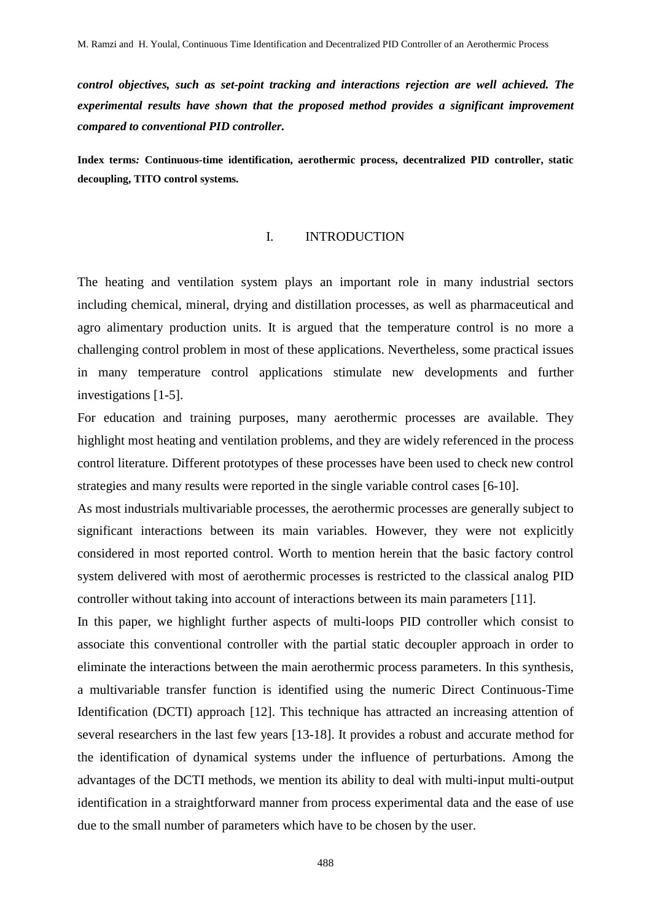***control objectives, such as set-point tracking and interactions rejection are well achieved. The experimental results have shown that the proposed method provides a significant improvement compared to conventional PID controller.***

**Index terms*:* Continuous-time identification, aerothermic process, decentralized PID controller, static decoupling, TITO control systems.**

## I. INTRODUCTION

The heating and ventilation system plays an important role in many industrial sectors including chemical, mineral, drying and distillation processes, as well as pharmaceutical and agro alimentary production units. It is argued that the temperature control is no more a challenging control problem in most of these applications. Nevertheless, some practical issues in many temperature control applications stimulate new developments and further investigations [1-5].

For education and training purposes, many aerothermic processes are available. They highlight most heating and ventilation problems, and they are widely referenced in the process control literature. Different prototypes of these processes have been used to check new control strategies and many results were reported in the single variable control cases [6-10].

As most industrials multivariable processes, the aerothermic processes are generally subject to significant interactions between its main variables. However, they were not explicitly considered in most reported control. Worth to mention herein that the basic factory control system delivered with most of aerothermic processes is restricted to the classical analog PID controller without taking into account of interactions between its main parameters [11].

In this paper, we highlight further aspects of multi-loops PID controller which consist to associate this conventional controller with the partial static decoupler approach in order to eliminate the interactions between the main aerothermic process parameters. In this synthesis, a multivariable transfer function is identified using the numeric Direct Continuous-Time Identification (DCTI) approach [12]. This technique has attracted an increasing attention of several researchers in the last few years [13-18]. It provides a robust and accurate method for the identification of dynamical systems under the influence of perturbations. Among the advantages of the DCTI methods, we mention its ability to deal with multi-input multi-output identification in a straightforward manner from process experimental data and the ease of use due to the small number of parameters which have to be chosen by the user.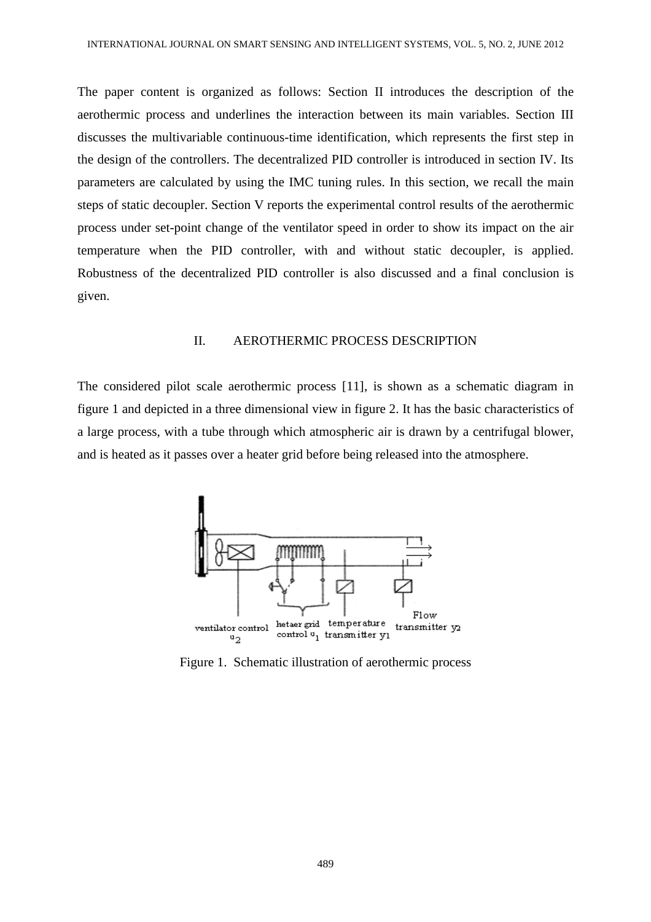The paper content is organized as follows: Section II introduces the description of the aerothermic process and underlines the interaction between its main variables. Section III discusses the multivariable continuous-time identification, which represents the first step in the design of the controllers. The decentralized PID controller is introduced in section IV. Its parameters are calculated by using the IMC tuning rules. In this section, we recall the main steps of static decoupler. Section V reports the experimental control results of the aerothermic process under set-point change of the ventilator speed in order to show its impact on the air temperature when the PID controller, with and without static decoupler, is applied. Robustness of the decentralized PID controller is also discussed and a final conclusion is given.

## II. AEROTHERMIC PROCESS DESCRIPTION

The considered pilot scale aerothermic process [11], is shown as a schematic diagram in figure 1 and depicted in a three dimensional view in figure 2. It has the basic characteristics of a large process, with a tube through which atmospheric air is drawn by a centrifugal blower, and is heated as it passes over a heater grid before being released into the atmosphere.

Figure 1. Schematic illustration of aerothermic process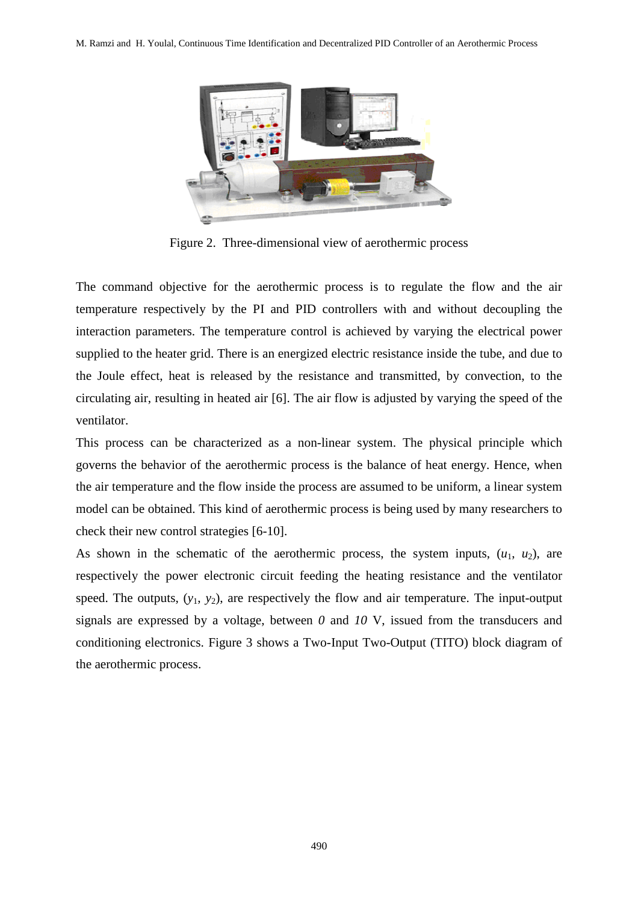Figure 2. Three-dimensional view of aerothermic process

The command objective for the aerothermic process is to regulate the flow and the air temperature respectively by the PI and PID controllers with and without decoupling the interaction parameters. The temperature control is achieved by varying the electrical power supplied to the heater grid. There is an energized electric resistance inside the tube, and due to the Joule effect, heat is released by the resistance and transmitted, by convection, to the circulating air, resulting in heated air [6]. The air flow is adjusted by varying the speed of the ventilator.

This process can be characterized as a non-linear system. The physical principle which governs the behavior of the aerothermic process is the balance of heat energy. Hence, when the air temperature and the flow inside the process are assumed to be uniform, a linear system model can be obtained. This kind of aerothermic process is being used by many researchers to check their new control strategies [6-10].

As shown in the schematic of the aerothermic process, the system inputs, ($u_1$, $u_2$), are respectively the power electronic circuit feeding the heating resistance and the ventilator speed. The outputs, ($y_1$, $y_2$), are respectively the flow and air temperature. The input-output signals are expressed by a voltage, between *0* and *10* V, issued from the transducers and conditioning electronics. Figure 3 shows a Two-Input Two-Output (TITO) block diagram of the aerothermic process.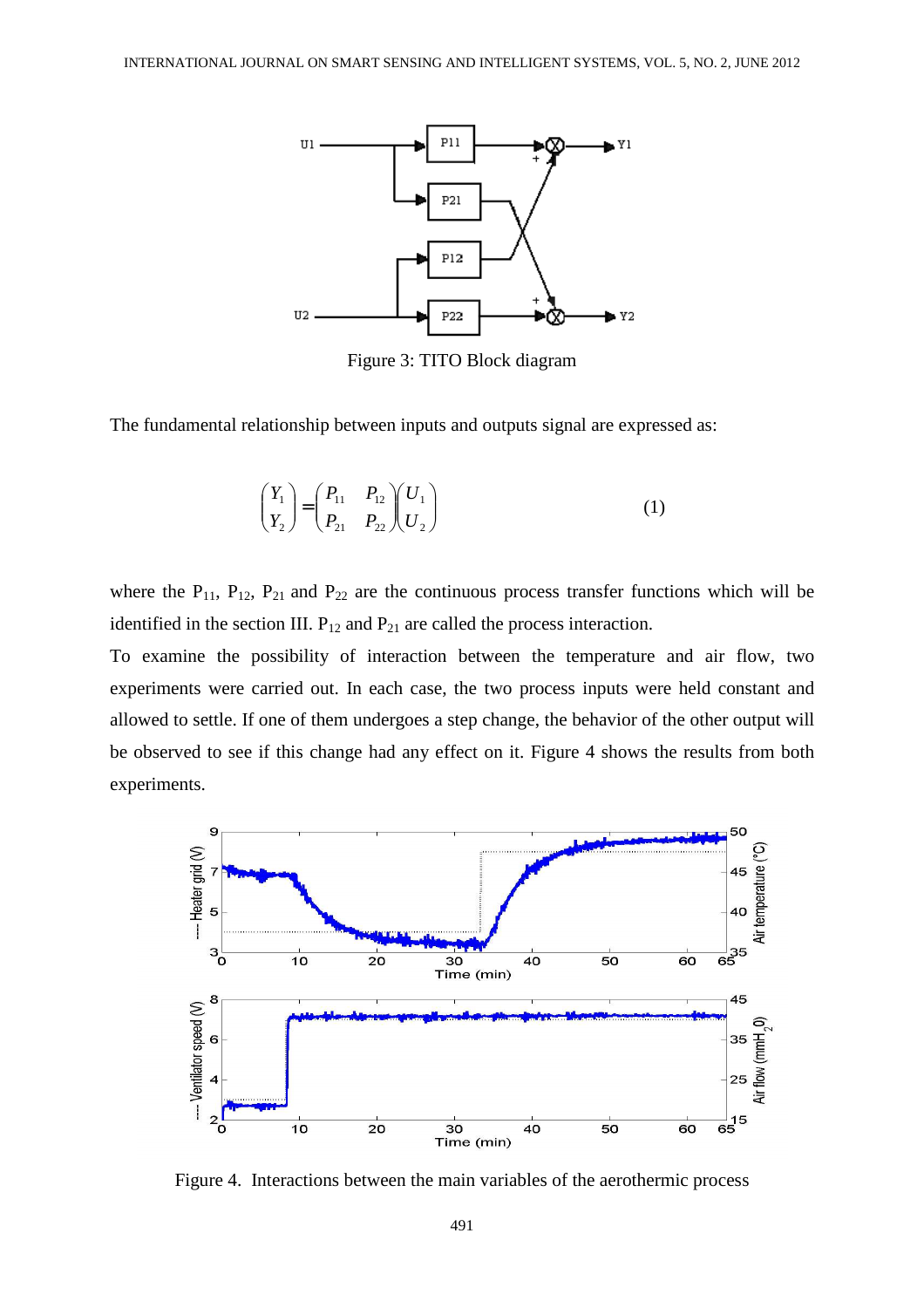Figure 3: TITO Block diagram

The fundamental relationship between inputs and outputs signal are expressed as:

$$\begin{pmatrix} Y_1 \\ Y_2 \end{pmatrix} = \begin{pmatrix} P_{11} & P_{12} \\ P_{21} & P_{22} \end{pmatrix} \begin{pmatrix} U_1 \\ U_2 \end{pmatrix} \tag{1}$$

where the $P_{11}$, $P_{12}$, $P_{21}$ and $P_{22}$ are the continuous process transfer functions which will be identified in the section III. $P_{12}$ and $P_{21}$ are called the process interaction.

To examine the possibility of interaction between the temperature and air flow, two experiments were carried out. In each case, the two process inputs were held constant and allowed to settle. If one of them undergoes a step change, the behavior of the other output will be observed to see if this change had any effect on it. Figure 4 shows the results from both experiments.

Figure 4. Interactions between the main variables of the aerothermic process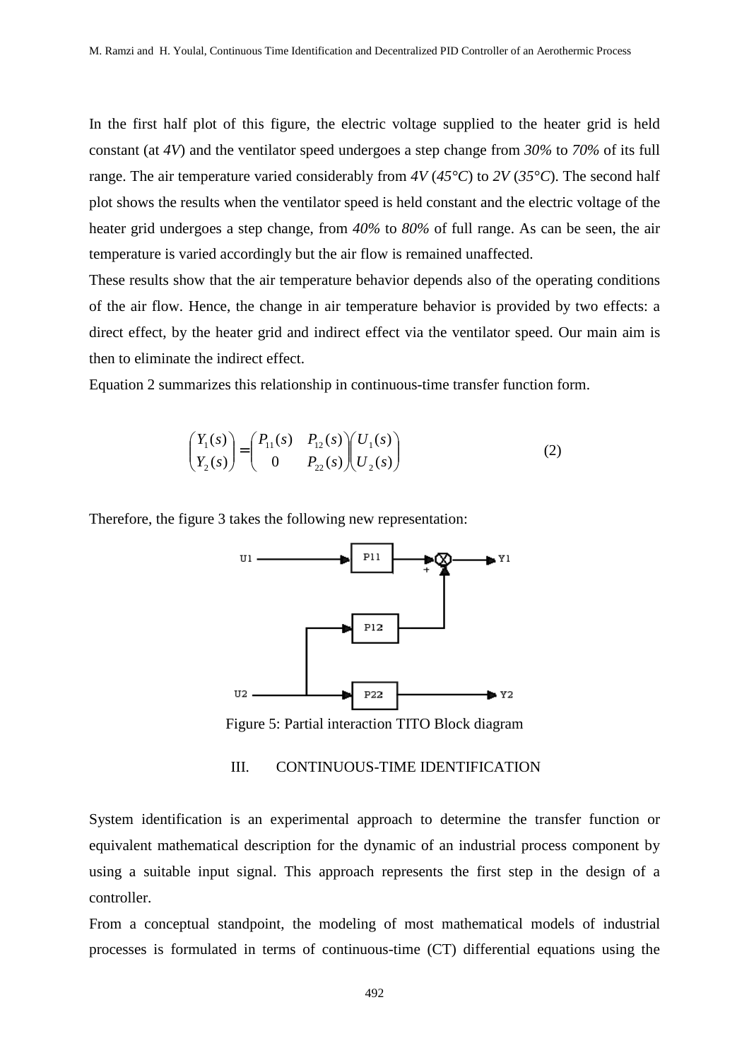In the first half plot of this figure, the electric voltage supplied to the heater grid is held constant (at *4V*) and the ventilator speed undergoes a step change from *30%* to *70%* of its full range. The air temperature varied considerably from *4V* (*45°C*) to *2V* (*35°C*). The second half plot shows the results when the ventilator speed is held constant and the electric voltage of the heater grid undergoes a step change, from *40%* to *80%* of full range. As can be seen, the air temperature is varied accordingly but the air flow is remained unaffected.

These results show that the air temperature behavior depends also of the operating conditions of the air flow. Hence, the change in air temperature behavior is provided by two effects: a direct effect, by the heater grid and indirect effect via the ventilator speed. Our main aim is then to eliminate the indirect effect.

Equation 2 summarizes this relationship in continuous-time transfer function form.

$$\begin{pmatrix} Y_1(s) \\ Y_2(s) \end{pmatrix} = \begin{pmatrix} P_{11}(s) & P_{12}(s) \\ 0 & P_{22}(s) \end{pmatrix} \begin{pmatrix} U_1(s) \\ U_2(s) \end{pmatrix} \qquad (2)$$

Therefore, the figure 3 takes the following new representation:

Figure 5: Partial interaction TITO Block diagram

## III. CONTINUOUS-TIME IDENTIFICATION

System identification is an experimental approach to determine the transfer function or equivalent mathematical description for the dynamic of an industrial process component by using a suitable input signal. This approach represents the first step in the design of a controller.

From a conceptual standpoint, the modeling of most mathematical models of industrial processes is formulated in terms of continuous-time (CT) differential equations using the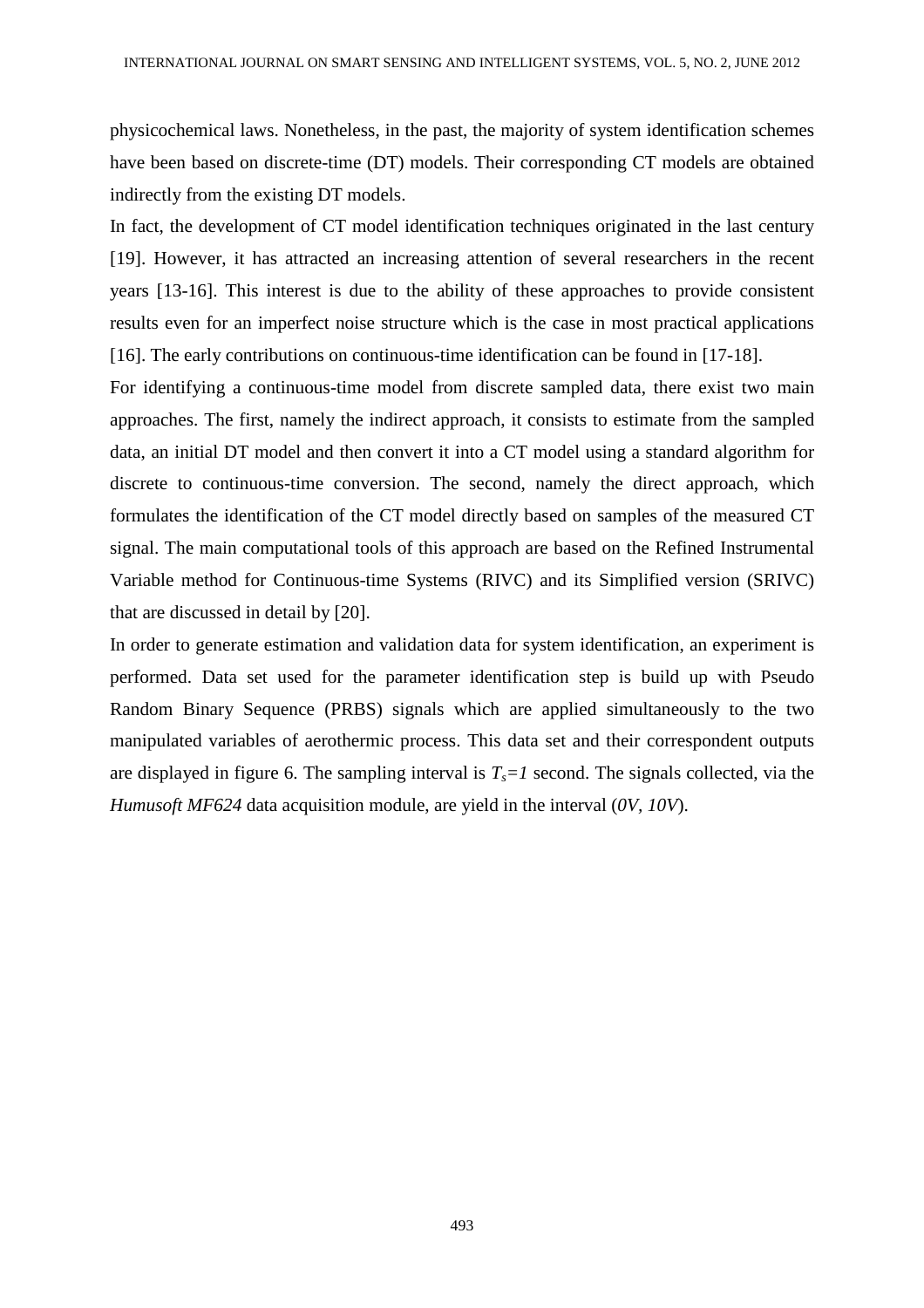physicochemical laws. Nonetheless, in the past, the majority of system identification schemes have been based on discrete-time (DT) models. Their corresponding CT models are obtained indirectly from the existing DT models.

In fact, the development of CT model identification techniques originated in the last century [19]. However, it has attracted an increasing attention of several researchers in the recent years [13-16]. This interest is due to the ability of these approaches to provide consistent results even for an imperfect noise structure which is the case in most practical applications [16]. The early contributions on continuous-time identification can be found in [17-18].

For identifying a continuous-time model from discrete sampled data, there exist two main approaches. The first, namely the indirect approach, it consists to estimate from the sampled data, an initial DT model and then convert it into a CT model using a standard algorithm for discrete to continuous-time conversion. The second, namely the direct approach, which formulates the identification of the CT model directly based on samples of the measured CT signal. The main computational tools of this approach are based on the Refined Instrumental Variable method for Continuous-time Systems (RIVC) and its Simplified version (SRIVC) that are discussed in detail by [20].

In order to generate estimation and validation data for system identification, an experiment is performed. Data set used for the parameter identification step is build up with Pseudo Random Binary Sequence (PRBS) signals which are applied simultaneously to the two manipulated variables of aerothermic process. This data set and their correspondent outputs are displayed in figure 6. The sampling interval is $T_s=1$ second. The signals collected, via the *Humusoft MF624* data acquisition module, are yield in the interval (*0V, 10V*).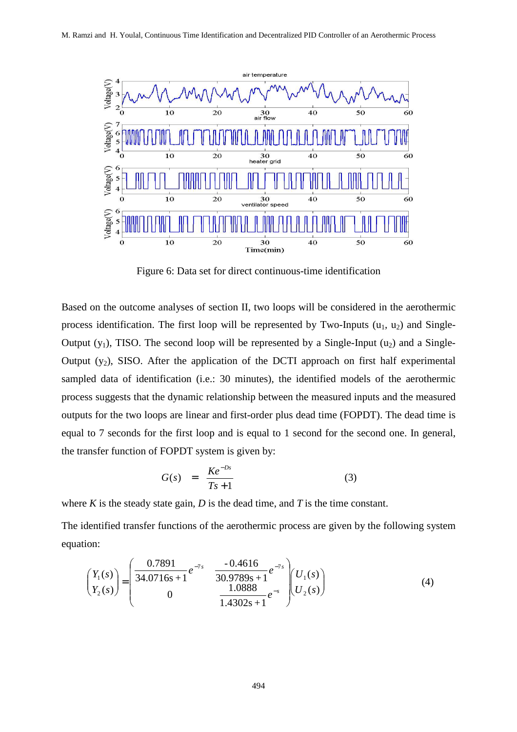Figure 6: Data set for direct continuous-time identification

Based on the outcome analyses of section II, two loops will be considered in the aerothermic process identification. The first loop will be represented by Two-Inputs ($u_1$, $u_2$) and Single-Output ($y_1$), TISO. The second loop will be represented by a Single-Input ($u_2$) and a Single-Output ($y_2$), SISO. After the application of the DCTI approach on first half experimental sampled data of identification (i.e.: 30 minutes), the identified models of the aerothermic process suggests that the dynamic relationship between the measured inputs and the measured outputs for the two loops are linear and first-order plus dead time (FOPDT). The dead time is equal to 7 seconds for the first loop and is equal to 1 second for the second one. In general, the transfer function of FOPDT system is given by:

$$G(s) = \frac{Ke^{-Ds}}{Ts+1} \tag{3}$$

where $K$ is the steady state gain, $D$ is the dead time, and $T$ is the time constant.

The identified transfer functions of the aerothermic process are given by the following system equation:

$$\begin{pmatrix} Y_1(s) \\ Y_2(s) \end{pmatrix} = \begin{pmatrix} \dfrac{0.7891}{34.0716s+1}e^{-7s} & \dfrac{-0.4616}{30.9789s+1}e^{-7s} \\ 0 & \dfrac{1.0888}{1.4302s+1}e^{-s} \end{pmatrix} \begin{pmatrix} U_1(s) \\ U_2(s) \end{pmatrix} \tag{4}$$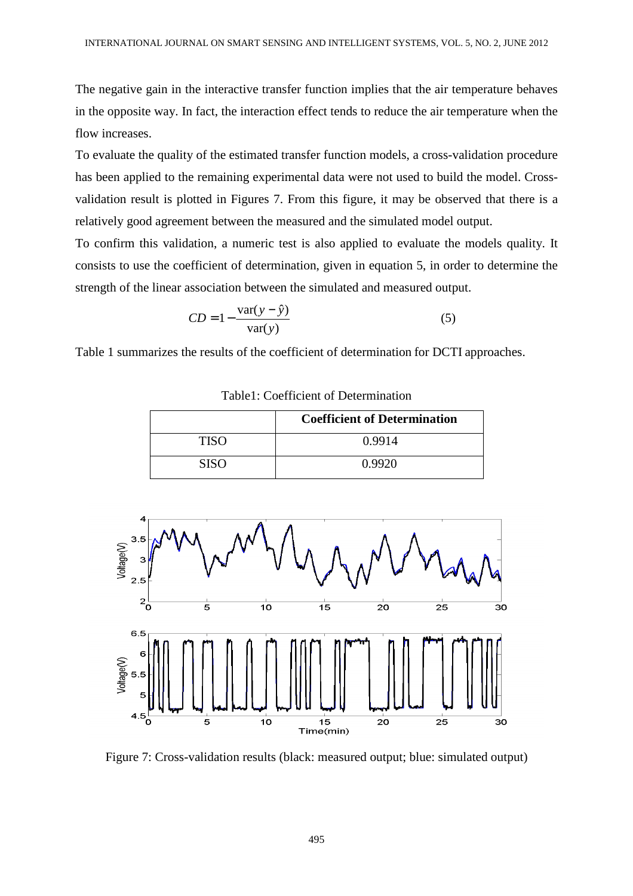The negative gain in the interactive transfer function implies that the air temperature behaves in the opposite way. In fact, the interaction effect tends to reduce the air temperature when the flow increases.

To evaluate the quality of the estimated transfer function models, a cross-validation procedure has been applied to the remaining experimental data were not used to build the model. Cross-validation result is plotted in Figures 7. From this figure, it may be observed that there is a relatively good agreement between the measured and the simulated model output.

To confirm this validation, a numeric test is also applied to evaluate the models quality. It consists to use the coefficient of determination, given in equation 5, in order to determine the strength of the linear association between the simulated and measured output.

$$CD = 1 - \frac{\mathrm{var}(y - \hat{y})}{\mathrm{var}(y)} \tag{5}$$

Table 1 summarizes the results of the coefficient of determination for DCTI approaches.

Table1: Coefficient of Determination

| | **Coefficient of Determination** |
|---|---|
| TISO | 0.9914 |
| SISO | 0.9920 |

Figure 7: Cross-validation results (black: measured output; blue: simulated output)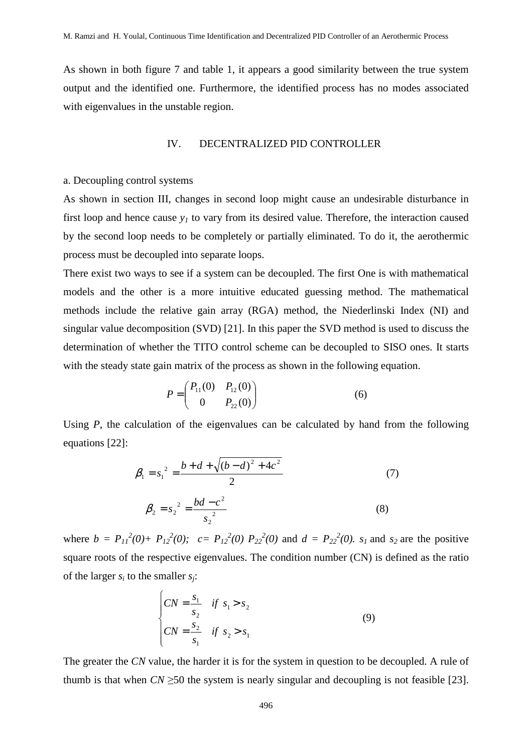As shown in both figure 7 and table 1, it appears a good similarity between the true system output and the identified one. Furthermore, the identified process has no modes associated with eigenvalues in the unstable region.

## IV. DECENTRALIZED PID CONTROLLER

### a. Decoupling control systems

As shown in section III, changes in second loop might cause an undesirable disturbance in first loop and hence cause $y_1$ to vary from its desired value. Therefore, the interaction caused by the second loop needs to be completely or partially eliminated. To do it, the aerothermic process must be decoupled into separate loops.

There exist two ways to see if a system can be decoupled. The first One is with mathematical models and the other is a more intuitive educated guessing method. The mathematical methods include the relative gain array (RGA) method, the Niederlinski Index (NI) and singular value decomposition (SVD) [21]. In this paper the SVD method is used to discuss the determination of whether the TITO control scheme can be decoupled to SISO ones. It starts with the steady state gain matrix of the process as shown in the following equation.

$$P = \begin{pmatrix} P_{11}(0) & P_{12}(0) \\ 0 & P_{22}(0) \end{pmatrix} \qquad (6)$$

Using $P$, the calculation of the eigenvalues can be calculated by hand from the following equations [22]:

$$\beta_1 = {s_1}^2 = \frac{b + d + \sqrt{(b-d)^2 + 4c^2}}{2} \qquad (7)$$

$$\beta_2 = {s_2}^2 = \frac{bd - c^2}{{s_2}^2} \qquad (8)$$

where $b = P_{11}^2(0) + P_{12}^2(0)$; $c = P_{12}^2(0)\,P_{22}^2(0)$ and $d = P_{22}^2(0)$. $s_1$ and $s_2$ are the positive square roots of the respective eigenvalues. The condition number (CN) is defined as the ratio of the larger $s_i$ to the smaller $s_j$:

$$\begin{cases} CN = \dfrac{s_1}{s_2} & if\ s_1 > s_2 \\ CN = \dfrac{s_2}{s_1} & if\ s_2 > s_1 \end{cases} \qquad (9)$$

The greater the $CN$ value, the harder it is for the system in question to be decoupled. A rule of thumb is that when $CN \geq 50$ the system is nearly singular and decoupling is not feasible [23].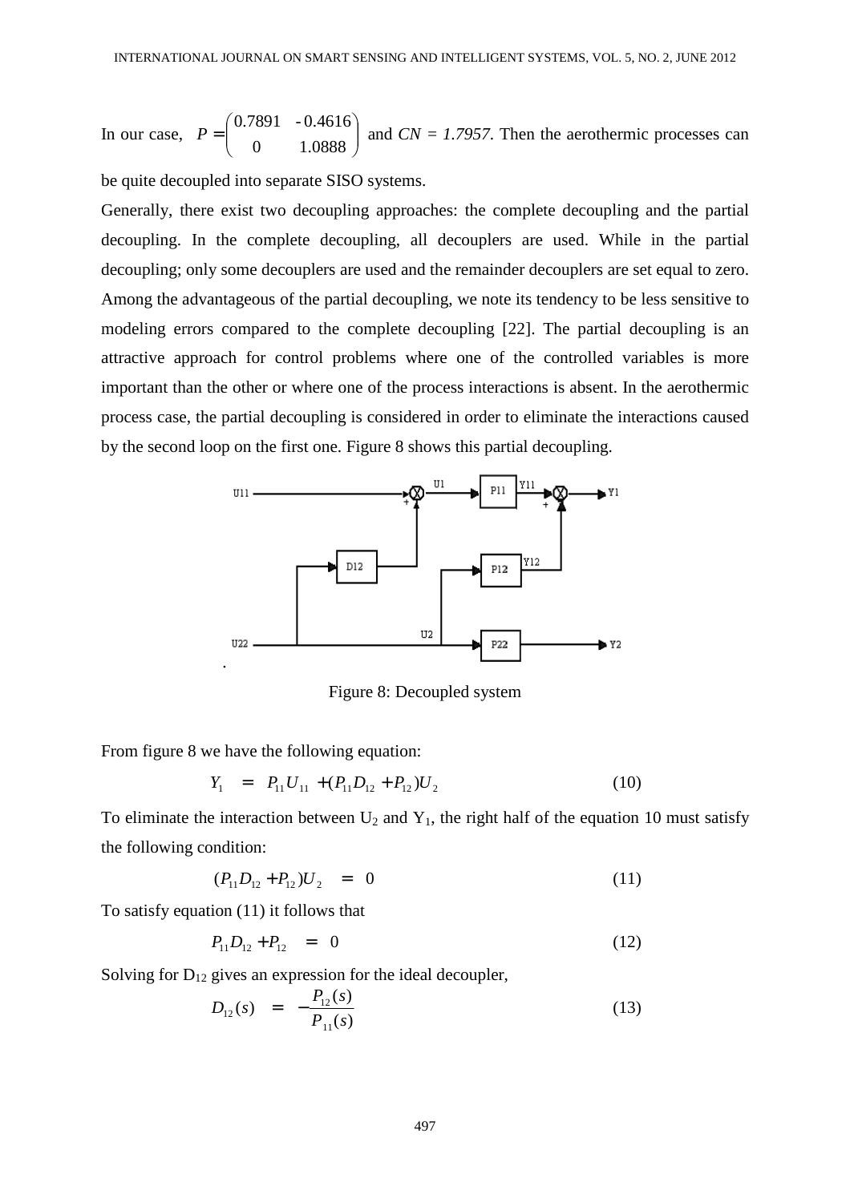In our case, $P = \begin{pmatrix} 0.7891 & -0.4616 \\ 0 & 1.0888 \end{pmatrix}$ and *CN = 1.7957*. Then the aerothermic processes can be quite decoupled into separate SISO systems.

Generally, there exist two decoupling approaches: the complete decoupling and the partial decoupling. In the complete decoupling, all decouplers are used. While in the partial decoupling; only some decouplers are used and the remainder decouplers are set equal to zero. Among the advantageous of the partial decoupling, we note its tendency to be less sensitive to modeling errors compared to the complete decoupling [22]. The partial decoupling is an attractive approach for control problems where one of the controlled variables is more important than the other or where one of the process interactions is absent. In the aerothermic process case, the partial decoupling is considered in order to eliminate the interactions caused by the second loop on the first one. Figure 8 shows this partial decoupling.

Figure 8: Decoupled system

From figure 8 we have the following equation:

$$Y_1 = P_{11}U_{11} + (P_{11}D_{12} + P_{12})U_2 \tag{10}$$

To eliminate the interaction between $U_2$ and $Y_1$, the right half of the equation 10 must satisfy the following condition:

$$(P_{11}D_{12} + P_{12})U_2 = 0 \tag{11}$$

To satisfy equation (11) it follows that

$$P_{11}D_{12} + P_{12} = 0 \tag{12}$$

Solving for $D_{12}$ gives an expression for the ideal decoupler,

$$D_{12}(s) = -\frac{P_{12}(s)}{P_{11}(s)} \tag{13}$$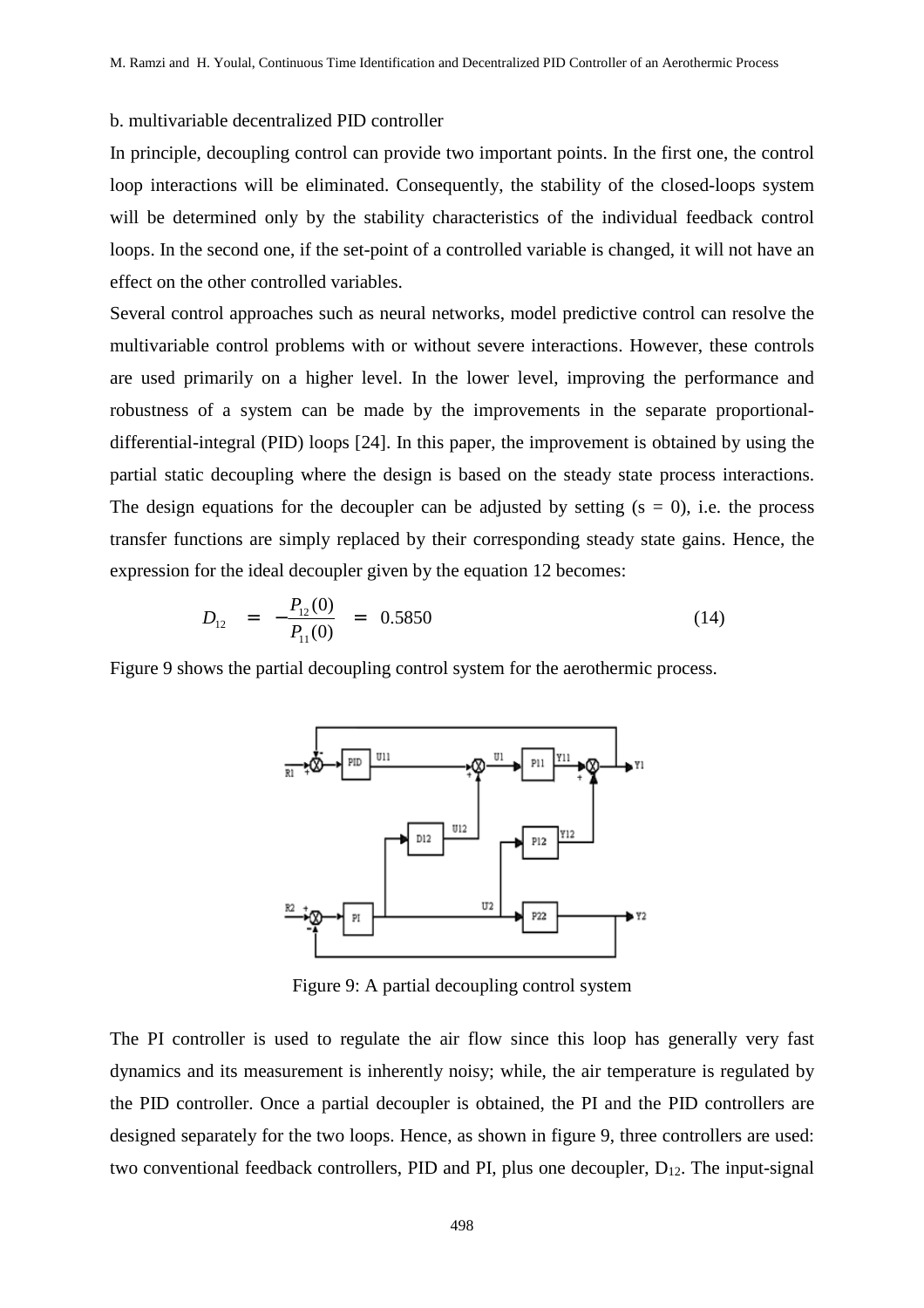b. multivariable decentralized PID controller

In principle, decoupling control can provide two important points. In the first one, the control loop interactions will be eliminated. Consequently, the stability of the closed-loops system will be determined only by the stability characteristics of the individual feedback control loops. In the second one, if the set-point of a controlled variable is changed, it will not have an effect on the other controlled variables.

Several control approaches such as neural networks, model predictive control can resolve the multivariable control problems with or without severe interactions. However, these controls are used primarily on a higher level. In the lower level, improving the performance and robustness of a system can be made by the improvements in the separate proportional-differential-integral (PID) loops [24]. In this paper, the improvement is obtained by using the partial static decoupling where the design is based on the steady state process interactions. The design equations for the decoupler can be adjusted by setting ($s = 0$), i.e. the process transfer functions are simply replaced by their corresponding steady state gains. Hence, the expression for the ideal decoupler given by the equation 12 becomes:

$$D_{12} = -\frac{P_{12}(0)}{P_{11}(0)} = 0.5850 \tag{14}$$

Figure 9 shows the partial decoupling control system for the aerothermic process.

Figure 9: A partial decoupling control system

The PI controller is used to regulate the air flow since this loop has generally very fast dynamics and its measurement is inherently noisy; while, the air temperature is regulated by the PID controller. Once a partial decoupler is obtained, the PI and the PID controllers are designed separately for the two loops. Hence, as shown in figure 9, three controllers are used: two conventional feedback controllers, PID and PI, plus one decoupler, $D_{12}$. The input-signal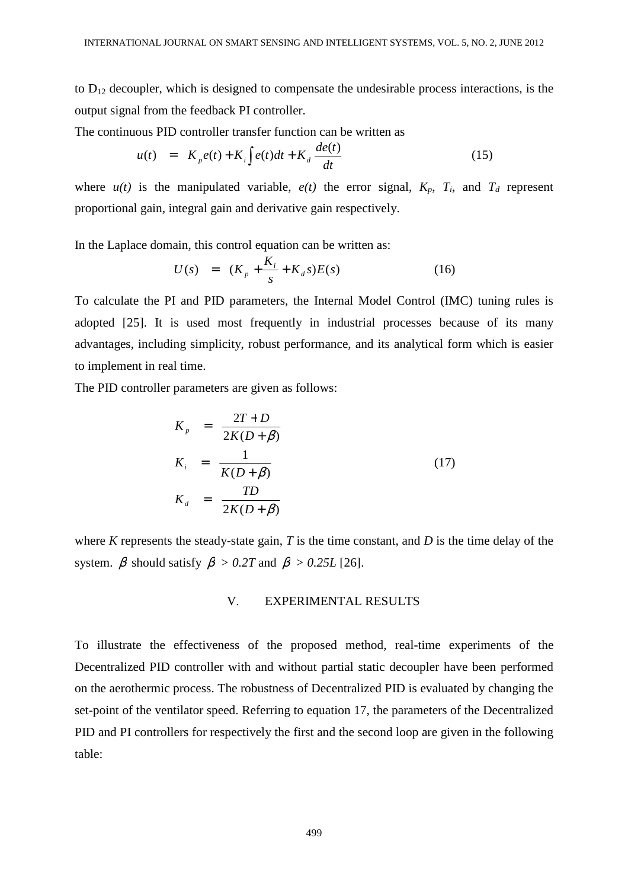to $D_{12}$ decoupler, which is designed to compensate the undesirable process interactions, is the output signal from the feedback PI controller.

The continuous PID controller transfer function can be written as

$$u(t) = K_p e(t) + K_i \int e(t)dt + K_d \frac{de(t)}{dt} \qquad (15)$$

where *u(t)* is the manipulated variable, *e(t)* the error signal, $K_p$, $T_i$, and $T_d$ represent proportional gain, integral gain and derivative gain respectively.

In the Laplace domain, this control equation can be written as:

$$U(s) = (K_p + \frac{K_i}{s} + K_d s)E(s) \qquad (16)$$

To calculate the PI and PID parameters, the Internal Model Control (IMC) tuning rules is adopted [25]. It is used most frequently in industrial processes because of its many advantages, including simplicity, robust performance, and its analytical form which is easier to implement in real time.

The PID controller parameters are given as follows:

$$\begin{aligned} K_p &= \frac{2T + D}{2K(D+\beta)} \\ K_i &= \frac{1}{K(D+\beta)} \\ K_d &= \frac{TD}{2K(D+\beta)} \end{aligned} \qquad (17)$$

where *K* represents the steady-state gain, *T* is the time constant, and *D* is the time delay of the system. $\beta$ should satisfy $\beta > 0.2T$ and $\beta > 0.25L$ [26].

## V. EXPERIMENTAL RESULTS

To illustrate the effectiveness of the proposed method, real-time experiments of the Decentralized PID controller with and without partial static decoupler have been performed on the aerothermic process. The robustness of Decentralized PID is evaluated by changing the set-point of the ventilator speed. Referring to equation 17, the parameters of the Decentralized PID and PI controllers for respectively the first and the second loop are given in the following table: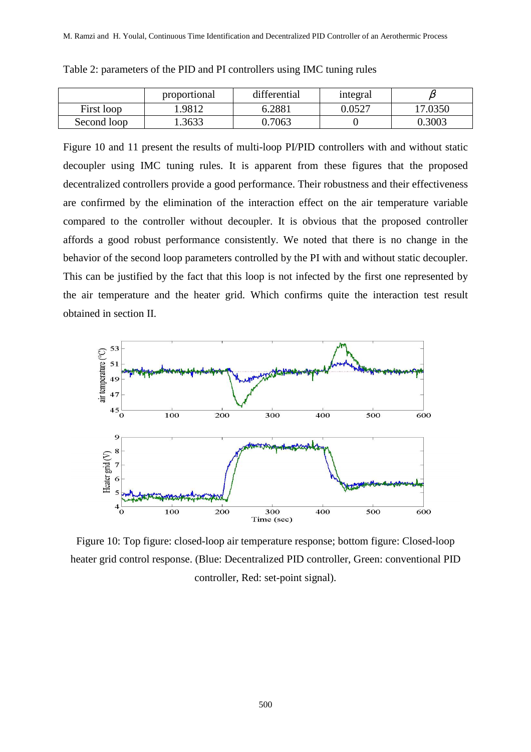Table 2: parameters of the PID and PI controllers using IMC tuning rules

| | proportional | differential | integral | $\beta$ |
|---|---|---|---|---|
| First loop | 1.9812 | 6.2881 | 0.0527 | 17.0350 |
| Second loop | 1.3633 | 0.7063 | 0 | 0.3003 |

Figure 10 and 11 present the results of multi-loop PI/PID controllers with and without static decoupler using IMC tuning rules. It is apparent from these figures that the proposed decentralized controllers provide a good performance. Their robustness and their effectiveness are confirmed by the elimination of the interaction effect on the air temperature variable compared to the controller without decoupler. It is obvious that the proposed controller affords a good robust performance consistently. We noted that there is no change in the behavior of the second loop parameters controlled by the PI with and without static decoupler. This can be justified by the fact that this loop is not infected by the first one represented by the air temperature and the heater grid. Which confirms quite the interaction test result obtained in section II.

Figure 10: Top figure: closed-loop air temperature response; bottom figure: Closed-loop heater grid control response. (Blue: Decentralized PID controller, Green: conventional PID controller, Red: set-point signal).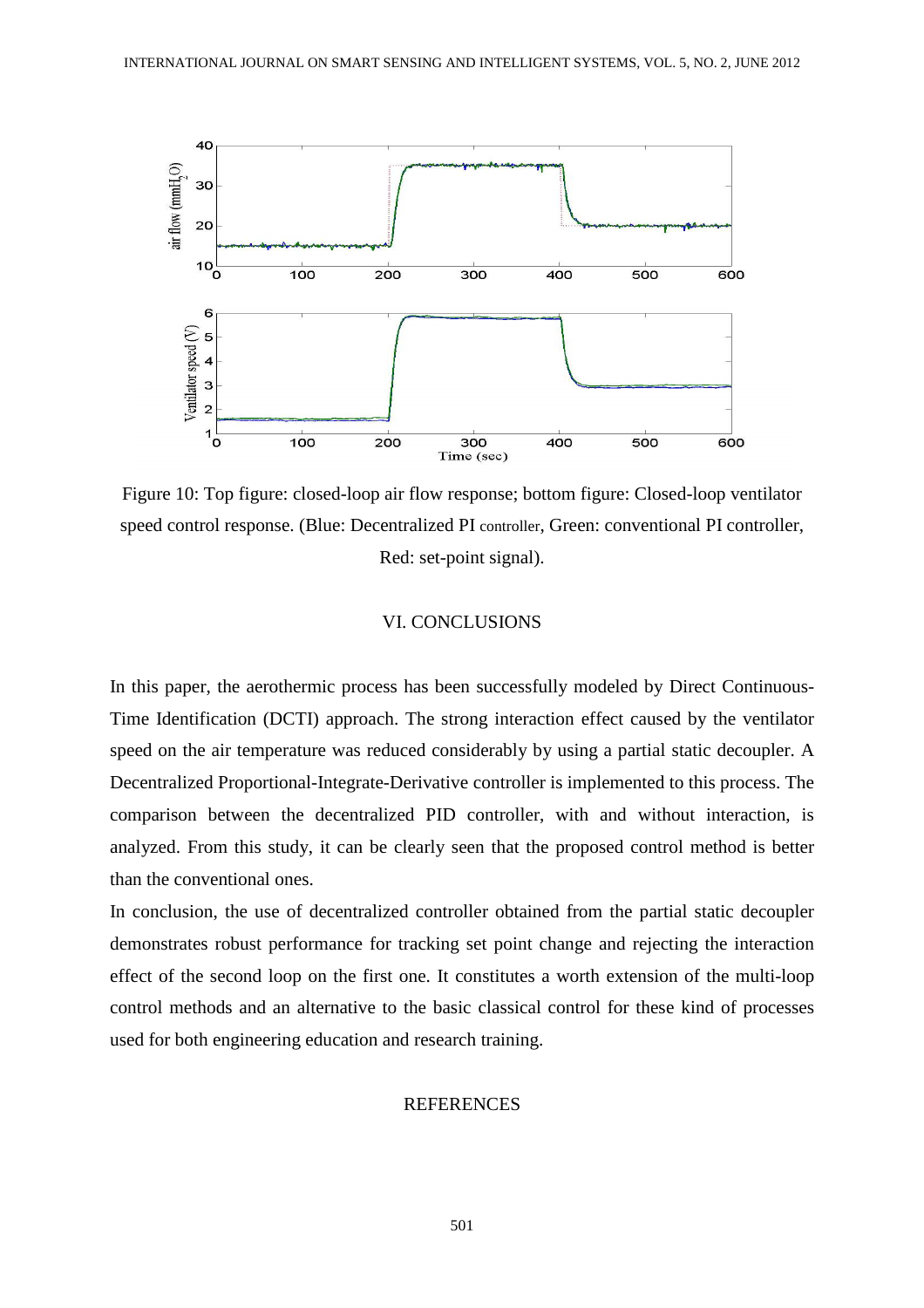Figure 10: Top figure: closed-loop air flow response; bottom figure: Closed-loop ventilator speed control response. (Blue: Decentralized PI controller, Green: conventional PI controller, Red: set-point signal).

## VI. CONCLUSIONS

In this paper, the aerothermic process has been successfully modeled by Direct Continuous-Time Identification (DCTI) approach. The strong interaction effect caused by the ventilator speed on the air temperature was reduced considerably by using a partial static decoupler. A Decentralized Proportional-Integrate-Derivative controller is implemented to this process. The comparison between the decentralized PID controller, with and without interaction, is analyzed. From this study, it can be clearly seen that the proposed control method is better than the conventional ones.

In conclusion, the use of decentralized controller obtained from the partial static decoupler demonstrates robust performance for tracking set point change and rejecting the interaction effect of the second loop on the first one. It constitutes a worth extension of the multi-loop control methods and an alternative to the basic classical control for these kind of processes used for both engineering education and research training.

## REFERENCES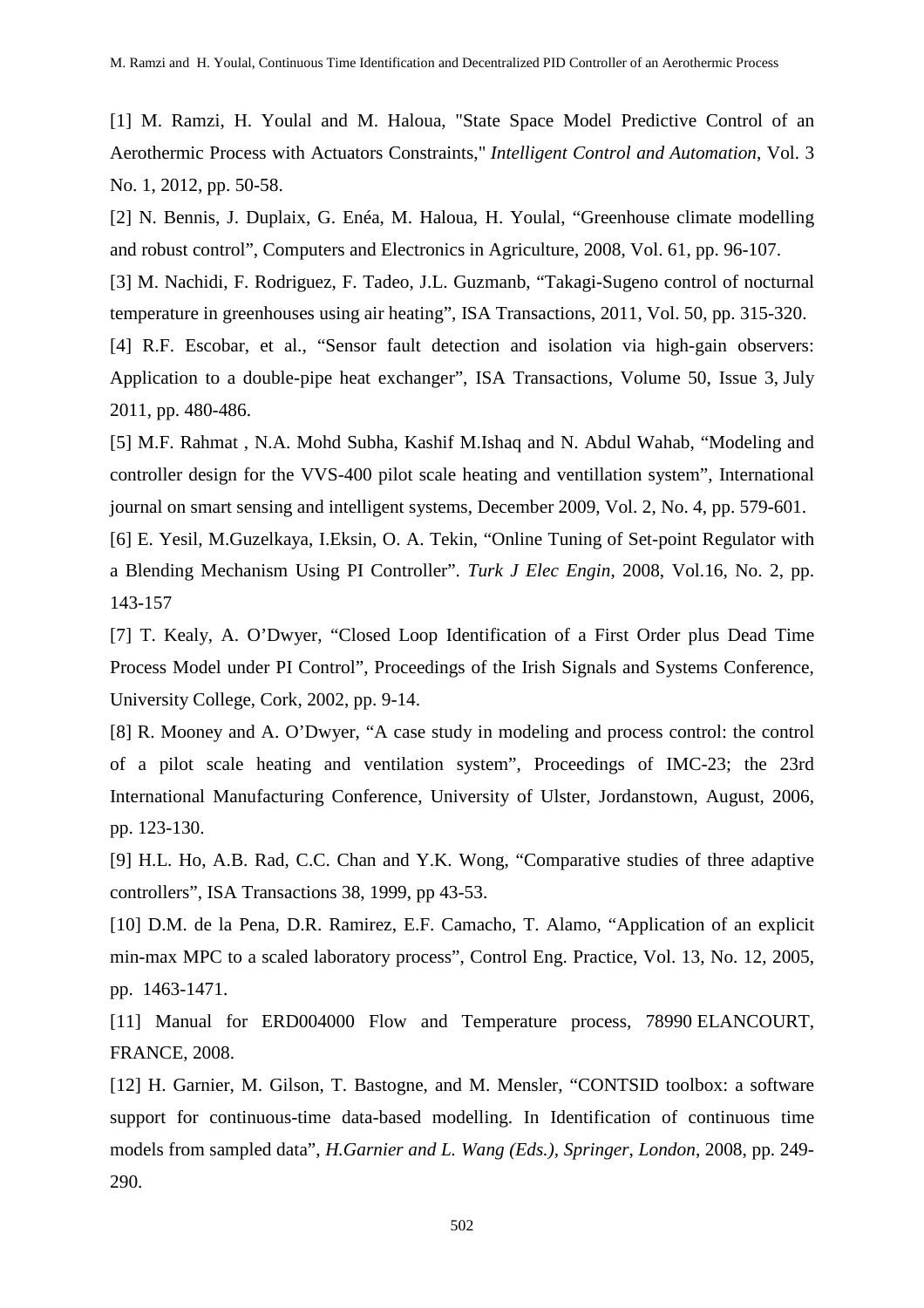[1] M. Ramzi, H. Youlal and M. Haloua, "State Space Model Predictive Control of an Aerothermic Process with Actuators Constraints," *Intelligent Control and Automation*, Vol. 3 No. 1, 2012, pp. 50-58.

[2] N. Bennis, J. Duplaix, G. Enéa, M. Haloua, H. Youlal, "Greenhouse climate modelling and robust control", Computers and Electronics in Agriculture, 2008, Vol. 61, pp. 96-107.

[3] M. Nachidi, F. Rodriguez, F. Tadeo, J.L. Guzmanb, "Takagi-Sugeno control of nocturnal temperature in greenhouses using air heating", ISA Transactions, 2011, Vol. 50, pp. 315-320.

[4] R.F. Escobar, et al., "Sensor fault detection and isolation via high-gain observers: Application to a double-pipe heat exchanger", ISA Transactions, Volume 50, Issue 3, July 2011, pp. 480-486.

[5] M.F. Rahmat , N.A. Mohd Subha, Kashif M.Ishaq and N. Abdul Wahab, "Modeling and controller design for the VVS-400 pilot scale heating and ventillation system", International journal on smart sensing and intelligent systems, December 2009, Vol. 2, No. 4, pp. 579-601.

[6] E. Yesil, M.Guzelkaya, I.Eksin, O. A. Tekin, "Online Tuning of Set-point Regulator with a Blending Mechanism Using PI Controller". *Turk J Elec Engin*, 2008, Vol.16, No. 2, pp. 143-157

[7] T. Kealy, A. O'Dwyer, "Closed Loop Identification of a First Order plus Dead Time Process Model under PI Control", Proceedings of the Irish Signals and Systems Conference, University College, Cork, 2002, pp. 9-14.

[8] R. Mooney and A. O'Dwyer, "A case study in modeling and process control: the control of a pilot scale heating and ventilation system", Proceedings of IMC-23; the 23rd International Manufacturing Conference, University of Ulster, Jordanstown, August, 2006, pp. 123-130.

[9] H.L. Ho, A.B. Rad, C.C. Chan and Y.K. Wong, "Comparative studies of three adaptive controllers", ISA Transactions 38, 1999, pp 43-53.

[10] D.M. de la Pena, D.R. Ramirez, E.F. Camacho, T. Alamo, "Application of an explicit min-max MPC to a scaled laboratory process", Control Eng. Practice, Vol. 13, No. 12, 2005, pp. 1463-1471.

[11] Manual for ERD004000 Flow and Temperature process, 78990 ELANCOURT, FRANCE, 2008.

[12] H. Garnier, M. Gilson, T. Bastogne, and M. Mensler, "CONTSID toolbox: a software support for continuous-time data-based modelling. In Identification of continuous time models from sampled data", *H.Garnier and L. Wang (Eds.), Springer, London*, 2008, pp. 249-290.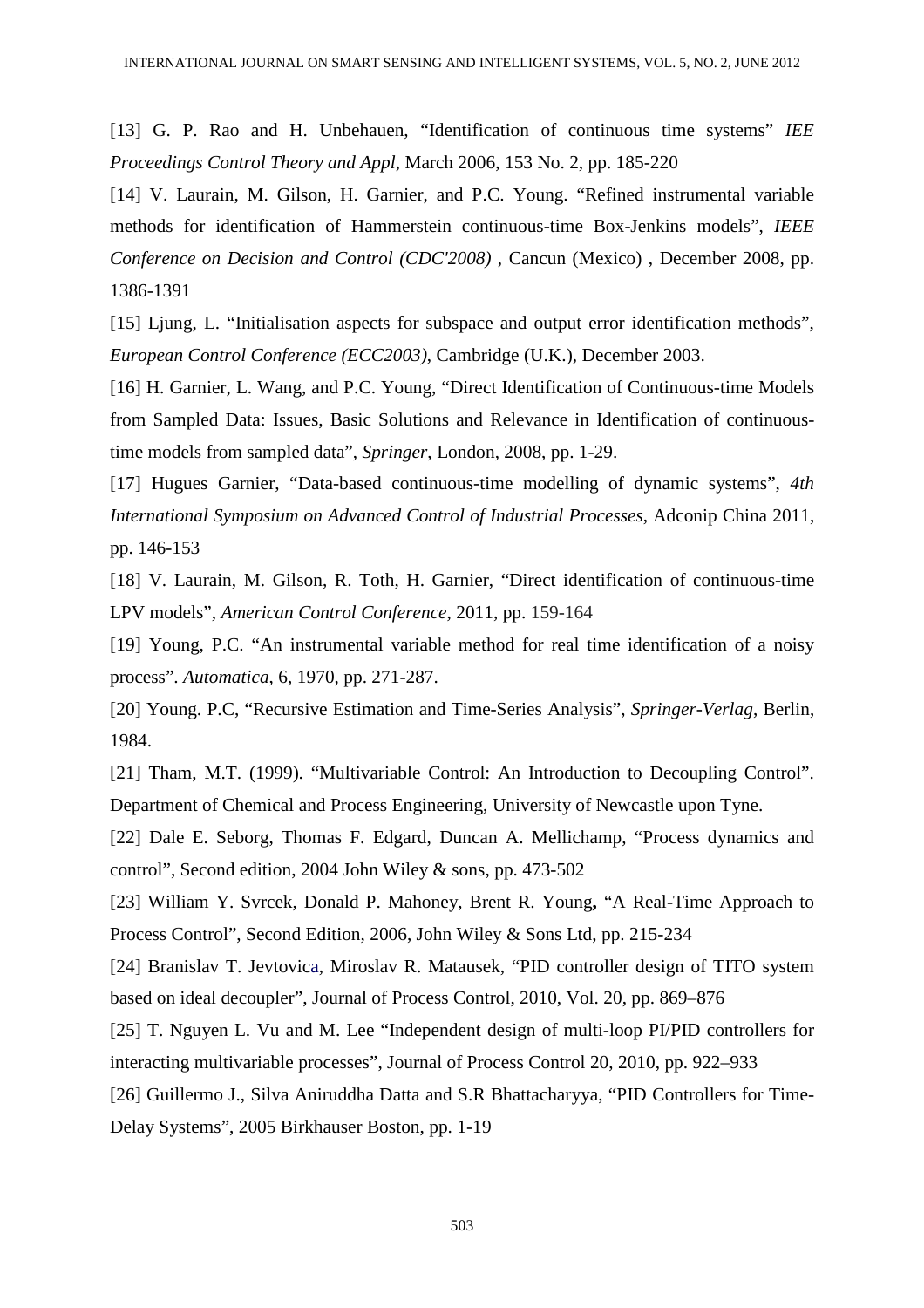[13] G. P. Rao and H. Unbehauen, "Identification of continuous time systems" *IEE Proceedings Control Theory and Appl*, March 2006, 153 No. 2, pp. 185-220

[14] V. Laurain, M. Gilson, H. Garnier, and P.C. Young. "Refined instrumental variable methods for identification of Hammerstein continuous-time Box-Jenkins models", *IEEE Conference on Decision and Control (CDC'2008)* , Cancun (Mexico) , December 2008, pp. 1386-1391

[15] Ljung, L. "Initialisation aspects for subspace and output error identification methods", *European Control Conference (ECC2003)*, Cambridge (U.K.), December 2003.

[16] H. Garnier, L. Wang, and P.C. Young, "Direct Identification of Continuous-time Models from Sampled Data: Issues, Basic Solutions and Relevance in Identification of continuous-time models from sampled data", *Springer*, London, 2008, pp. 1-29.

[17] Hugues Garnier, "Data-based continuous-time modelling of dynamic systems", *4th International Symposium on Advanced Control of Industrial Processes*, Adconip China 2011, pp. 146-153

[18] V. Laurain, M. Gilson, R. Toth, H. Garnier, "Direct identification of continuous-time LPV models", *American Control Conference*, 2011, pp. 159-164

[19] Young, P.C. "An instrumental variable method for real time identification of a noisy process". *Automatica*, 6, 1970, pp. 271-287.

[20] Young. P.C, "Recursive Estimation and Time-Series Analysis", *Springer-Verlag*, Berlin, 1984.

[21] Tham, M.T. (1999). "Multivariable Control: An Introduction to Decoupling Control". Department of Chemical and Process Engineering, University of Newcastle upon Tyne.

[22] Dale E. Seborg, Thomas F. Edgard, Duncan A. Mellichamp, "Process dynamics and control", Second edition, 2004 John Wiley & sons, pp. 473-502

[23] William Y. Svrcek, Donald P. Mahoney, Brent R. Young**,** "A Real-Time Approach to Process Control", Second Edition, 2006, John Wiley & Sons Ltd, pp. 215-234

[24] Branislav T. Jevtovica, Miroslav R. Matausek, "PID controller design of TITO system based on ideal decoupler", Journal of Process Control, 2010, Vol. 20, pp. 869–876

[25] T. Nguyen L. Vu and M. Lee "Independent design of multi-loop PI/PID controllers for interacting multivariable processes", Journal of Process Control 20, 2010, pp. 922–933

[26] Guillermo J., Silva Aniruddha Datta and S.R Bhattacharyya, "PID Controllers for Time-Delay Systems", 2005 Birkhauser Boston, pp. 1-19